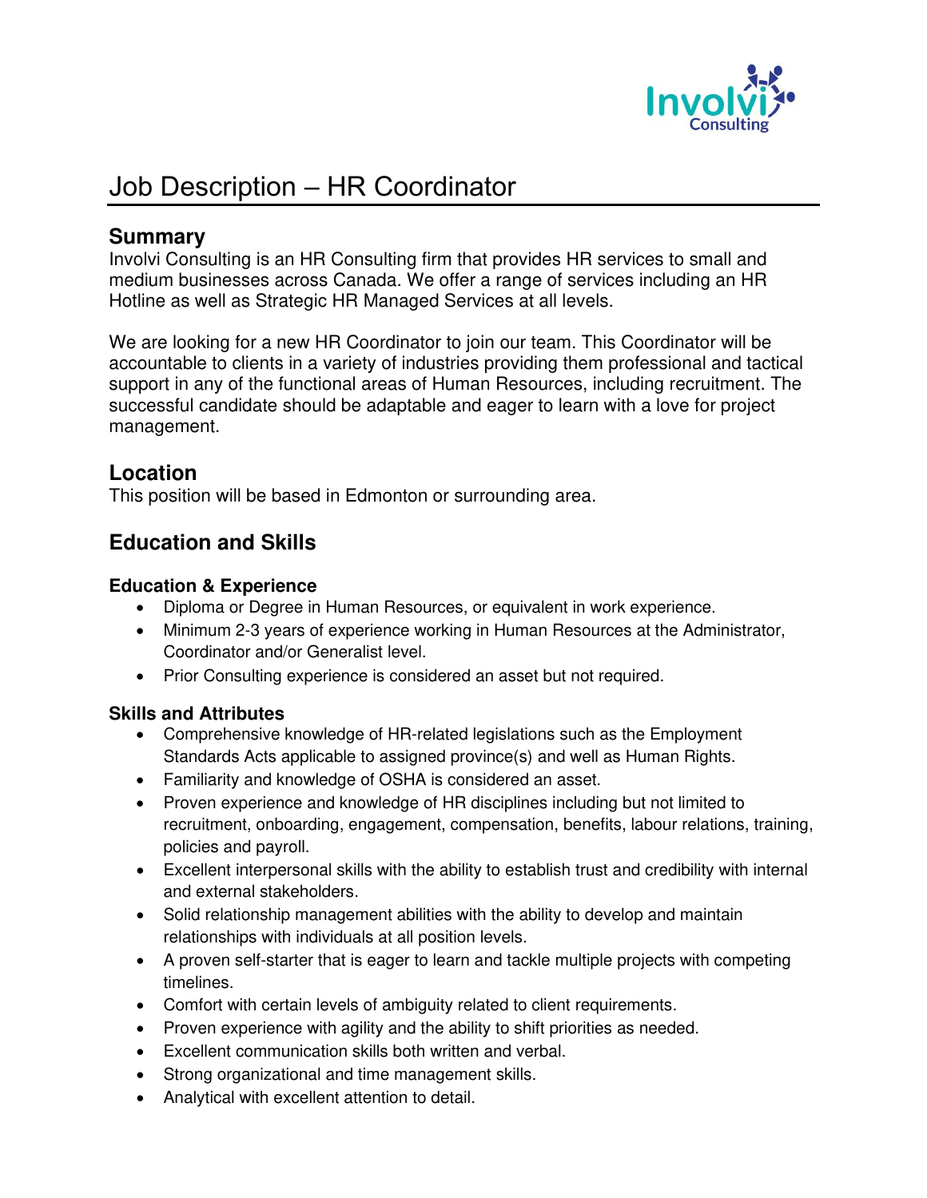# Job Description – HR Coordinator

## Summary

Involvi Consulting is an HR Consulting firm that provides HR services to small and medium businesses across Canada. We offer a range of services including an HR Hotline as well as Strategic HR Managed Services at all levels.

We are looking for a new HR Coordinator to join our team. This Coordinator will be accountable to clients in a variety of industries providing them professional and tactical support in any of the functional areas of Human Resources, including recruitment. The successful candidate should be adaptable and eager to learn with a love for project management.

## Location

This position will be based in Edmonton or surrounding area.

## Education and Skills

### Education & Experience

- Diploma or Degree in Human Resources, or equivalent in work experience.
- Minimum 2-3 years of experience working in Human Resources at the Administrator, Coordinator and/or Generalist level.
- Prior Consulting experience is considered an asset but not required.

### Skills and Attributes

- Comprehensive knowledge of HR-related legislations such as the Employment Standards Acts applicable to assigned province(s) and well as Human Rights.
- Familiarity and knowledge of OSHA is considered an asset.
- Proven experience and knowledge of HR disciplines including but not limited to recruitment, onboarding, engagement, compensation, benefits, labour relations, training, policies and payroll.
- Excellent interpersonal skills with the ability to establish trust and credibility with internal and external stakeholders.
- Solid relationship management abilities with the ability to develop and maintain relationships with individuals at all position levels.
- A proven self-starter that is eager to learn and tackle multiple projects with competing timelines.
- Comfort with certain levels of ambiguity related to client requirements.
- Proven experience with agility and the ability to shift priorities as needed.
- Excellent communication skills both written and verbal.
- Strong organizational and time management skills.
- Analytical with excellent attention to detail.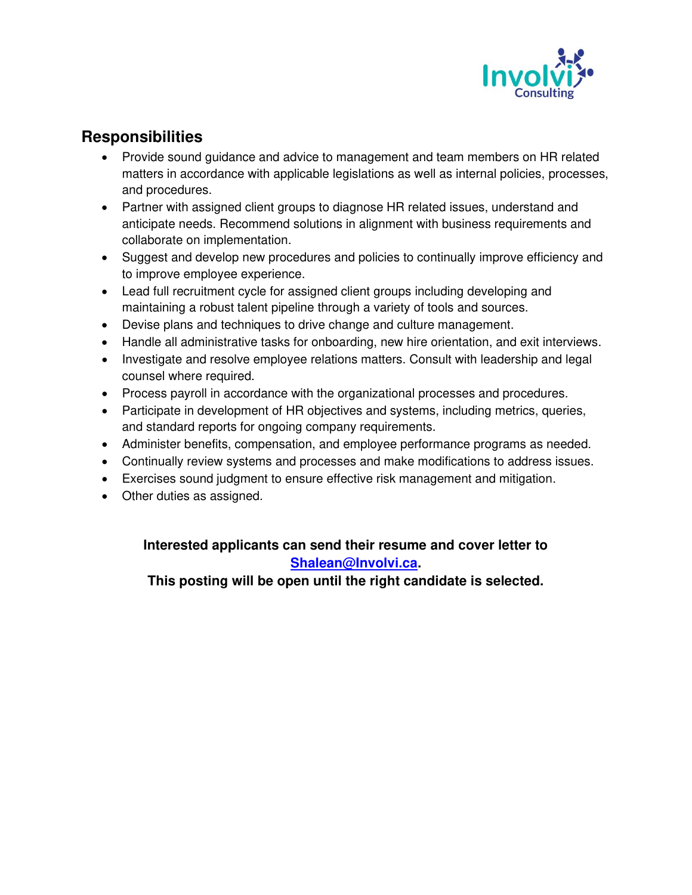## Responsibilities

- Provide sound guidance and advice to management and team members on HR related matters in accordance with applicable legislations as well as internal policies, processes, and procedures.
- Partner with assigned client groups to diagnose HR related issues, understand and anticipate needs. Recommend solutions in alignment with business requirements and collaborate on implementation.
- Suggest and develop new procedures and policies to continually improve efficiency and to improve employee experience.
- Lead full recruitment cycle for assigned client groups including developing and maintaining a robust talent pipeline through a variety of tools and sources.
- Devise plans and techniques to drive change and culture management.
- Handle all administrative tasks for onboarding, new hire orientation, and exit interviews.
- Investigate and resolve employee relations matters. Consult with leadership and legal counsel where required.
- Process payroll in accordance with the organizational processes and procedures.
- Participate in development of HR objectives and systems, including metrics, queries, and standard reports for ongoing company requirements.
- Administer benefits, compensation, and employee performance programs as needed.
- Continually review systems and processes and make modifications to address issues.
- Exercises sound judgment to ensure effective risk management and mitigation.
- Other duties as assigned.

**Interested applicants can send their resume and cover letter to [Shalean@Involvi.ca](mailto:Shalean@Involvi.ca).**

**This posting will be open until the right candidate is selected.**